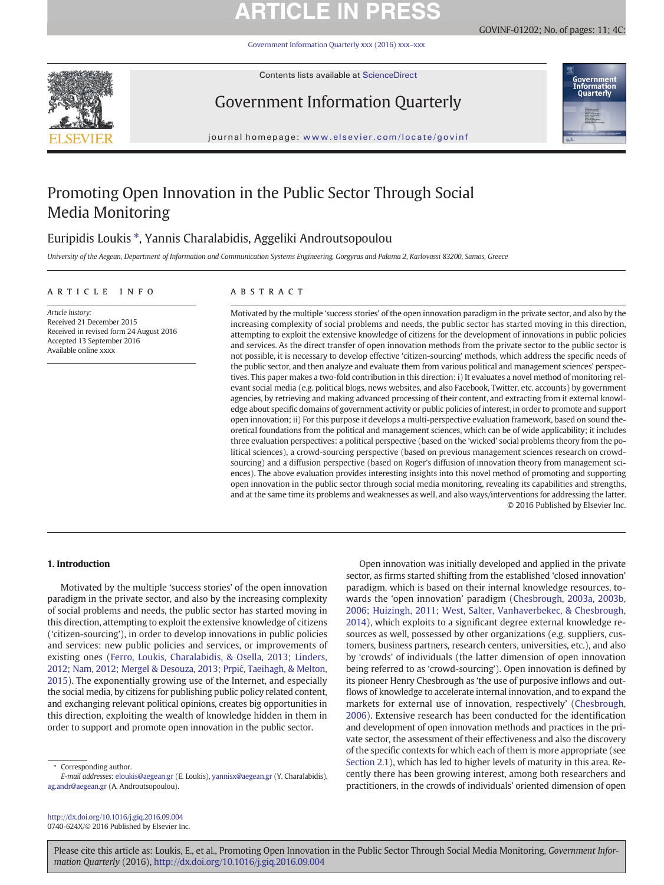# Promoting Open Innovation in the Public Sector Through Social Media Monitoring

Euripidis Loukis *, Yannis Charalabidis, Aggeliki Androutsopoulou

*University of the Aegean, Department of Information and Communication Systems Engineering, Gorgyras and Palama 2, Karlovassi 83200, Samos, Greece*

## ARTICLE INFO

*Article history:*
Received 21 December 2015
Received in revised form 24 August 2016
Accepted 13 September 2016
Available online xxxx

## ABSTRACT

Motivated by the multiple 'success stories' of the open innovation paradigm in the private sector, and also by the increasing complexity of social problems and needs, the public sector has started moving in this direction, attempting to exploit the extensive knowledge of citizens for the development of innovations in public policies and services. As the direct transfer of open innovation methods from the private sector to the public sector is not possible, it is necessary to develop effective 'citizen-sourcing' methods, which address the specific needs of the public sector, and then analyze and evaluate them from various political and management sciences' perspectives. This paper makes a two-fold contribution in this direction: i) It evaluates a novel method of monitoring relevant social media (e.g. political blogs, news websites, and also Facebook, Twitter, etc. accounts) by government agencies, by retrieving and making advanced processing of their content, and extracting from it external knowledge about specific domains of government activity or public policies of interest, in order to promote and support open innovation; ii) For this purpose it develops a multi-perspective evaluation framework, based on sound theoretical foundations from the political and management sciences, which can be of wide applicability; it includes three evaluation perspectives: a political perspective (based on the 'wicked' social problems theory from the political sciences), a crowd-sourcing perspective (based on previous management sciences research on crowd-sourcing) and a diffusion perspective (based on Roger's diffusion of innovation theory from management sciences). The above evaluation provides interesting insights into this novel method of promoting and supporting open innovation in the public sector through social media monitoring, revealing its capabilities and strengths, and at the same time its problems and weaknesses as well, and also ways/interventions for addressing the latter.

© 2016 Published by Elsevier Inc.

## 1. Introduction

Motivated by the multiple 'success stories' of the open innovation paradigm in the private sector, and also by the increasing complexity of social problems and needs, the public sector has started moving in this direction, attempting to exploit the extensive knowledge of citizens ('citizen-sourcing'), in order to develop innovations in public policies and services: new public policies and services, or improvements of existing ones (Ferro, Loukis, Charalabidis, & Osella, 2013; Linders, 2012; Nam, 2012; Mergel & Desouza, 2013; Prpić, Taeihagh, & Melton, 2015). The exponentially growing use of the Internet, and especially the social media, by citizens for publishing public policy related content, and exchanging relevant political opinions, creates big opportunities in this direction, exploiting the wealth of knowledge hidden in them in order to support and promote open innovation in the public sector.

Open innovation was initially developed and applied in the private sector, as firms started shifting from the established 'closed innovation' paradigm, which is based on their internal knowledge resources, towards the 'open innovation' paradigm (Chesbrough, 2003a, 2003b, 2006; Huizingh, 2011; West, Salter, Vanhaverbekec, & Chesbrough, 2014), which exploits to a significant degree external knowledge resources as well, possessed by other organizations (e.g. suppliers, customers, business partners, research centers, universities, etc.), and also by 'crowds' of individuals (the latter dimension of open innovation being referred to as 'crowd-sourcing'). Open innovation is defined by its pioneer Henry Chesbrough as 'the use of purposive inflows and outflows of knowledge to accelerate internal innovation, and to expand the markets for external use of innovation, respectively' (Chesbrough, 2006). Extensive research has been conducted for the identification and development of open innovation methods and practices in the private sector, the assessment of their effectiveness and also the discovery of the specific contexts for which each of them is more appropriate (see Section 2.1), which has led to higher levels of maturity in this area. Recently there has been growing interest, among both researchers and practitioners, in the crowds of individuals' oriented dimension of open

* Corresponding author.
*E-mail addresses:* eloukis@aegean.gr (E. Loukis), yannisx@aegean.gr (Y. Charalabidis), ag.andr@aegean.gr (A. Androutsopoulou).

http://dx.doi.org/10.1016/j.giq.2016.09.004
0740-624X/© 2016 Published by Elsevier Inc.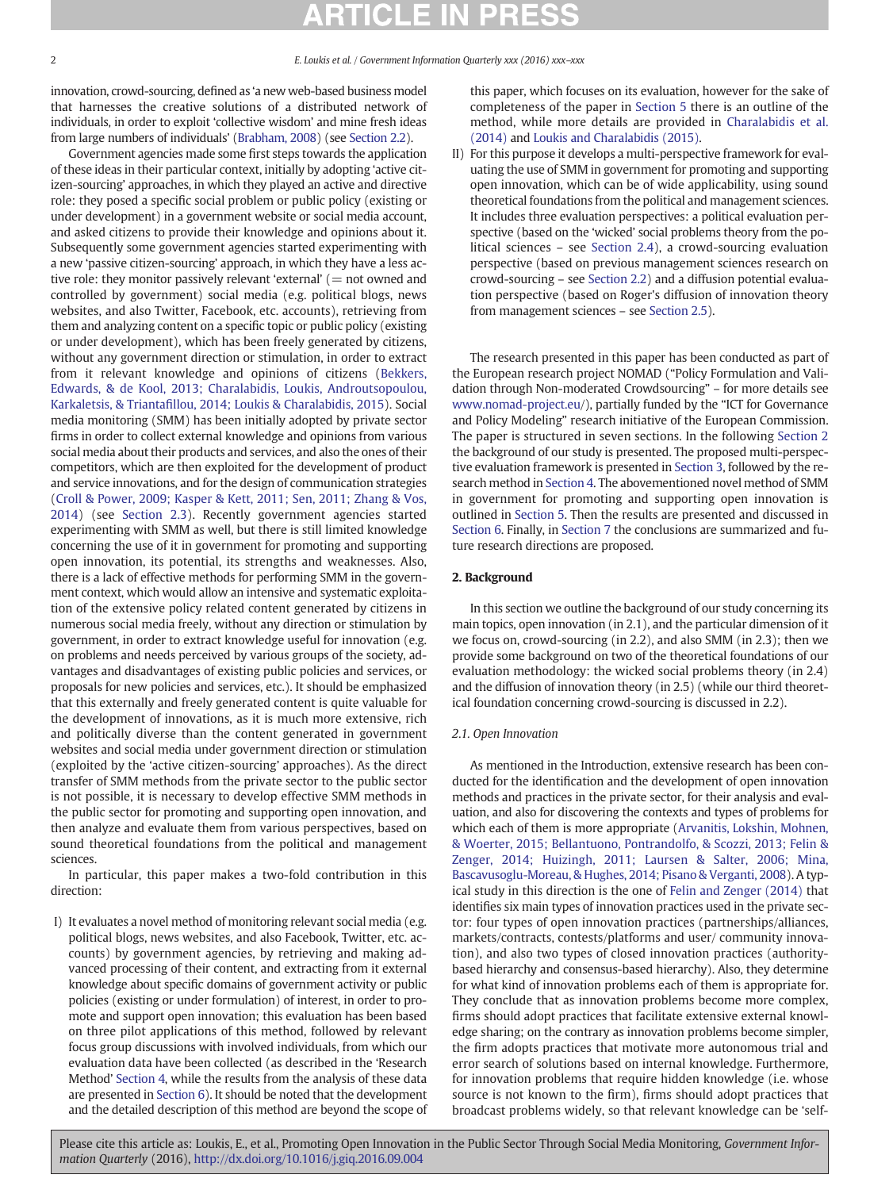innovation, crowd-sourcing, defined as 'a new web-based business model that harnesses the creative solutions of a distributed network of individuals, in order to exploit 'collective wisdom' and mine fresh ideas from large numbers of individuals' (Brabham, 2008) (see Section 2.2).

Government agencies made some first steps towards the application of these ideas in their particular context, initially by adopting 'active citizen-sourcing' approaches, in which they played an active and directive role: they posed a specific social problem or public policy (existing or under development) in a government website or social media account, and asked citizens to provide their knowledge and opinions about it. Subsequently some government agencies started experimenting with a new 'passive citizen-sourcing' approach, in which they have a less active role: they monitor passively relevant 'external' (= not owned and controlled by government) social media (e.g. political blogs, news websites, and also Twitter, Facebook, etc. accounts), retrieving from them and analyzing content on a specific topic or public policy (existing or under development), which has been freely generated by citizens, without any government direction or stimulation, in order to extract from it relevant knowledge and opinions of citizens (Bekkers, Edwards, & de Kool, 2013; Charalabidis, Loukis, Androutsopoulou, Karkaletsis, & Triantafillou, 2014; Loukis & Charalabidis, 2015). Social media monitoring (SMM) has been initially adopted by private sector firms in order to collect external knowledge and opinions from various social media about their products and services, and also the ones of their competitors, which are then exploited for the development of product and service innovations, and for the design of communication strategies (Croll & Power, 2009; Kasper & Kett, 2011; Sen, 2011; Zhang & Vos, 2014) (see Section 2.3). Recently government agencies started experimenting with SMM as well, but there is still limited knowledge concerning the use of it in government for promoting and supporting open innovation, its potential, its strengths and weaknesses. Also, there is a lack of effective methods for performing SMM in the government context, which would allow an intensive and systematic exploitation of the extensive policy related content generated by citizens in numerous social media freely, without any direction or stimulation by government, in order to extract knowledge useful for innovation (e.g. on problems and needs perceived by various groups of the society, advantages and disadvantages of existing public policies and services, or proposals for new policies and services, etc.). It should be emphasized that this externally and freely generated content is quite valuable for the development of innovations, as it is much more extensive, rich and politically diverse than the content generated in government websites and social media under government direction or stimulation (exploited by the 'active citizen-sourcing' approaches). As the direct transfer of SMM methods from the private sector to the public sector is not possible, it is necessary to develop effective SMM methods in the public sector for promoting and supporting open innovation, and then analyze and evaluate them from various perspectives, based on sound theoretical foundations from the political and management sciences.

In particular, this paper makes a two-fold contribution in this direction:

I) It evaluates a novel method of monitoring relevant social media (e.g. political blogs, news websites, and also Facebook, Twitter, etc. accounts) by government agencies, by retrieving and making advanced processing of their content, and extracting from it external knowledge about specific domains of government activity or public policies (existing or under formulation) of interest, in order to promote and support open innovation; this evaluation has been based on three pilot applications of this method, followed by relevant focus group discussions with involved individuals, from which our evaluation data have been collected (as described in the 'Research Method' Section 4, while the results from the analysis of these data are presented in Section 6). It should be noted that the development and the detailed description of this method are beyond the scope of this paper, which focuses on its evaluation, however for the sake of completeness of the paper in Section 5 there is an outline of the method, while more details are provided in Charalabidis et al. (2014) and Loukis and Charalabidis (2015).

II) For this purpose it develops a multi-perspective framework for evaluating the use of SMM in government for promoting and supporting open innovation, which can be of wide applicability, using sound theoretical foundations from the political and management sciences. It includes three evaluation perspectives: a political evaluation perspective (based on the 'wicked' social problems theory from the political sciences – see Section 2.4), a crowd-sourcing evaluation perspective (based on previous management sciences research on crowd-sourcing – see Section 2.2) and a diffusion potential evaluation perspective (based on Roger's diffusion of innovation theory from management sciences – see Section 2.5).

The research presented in this paper has been conducted as part of the European research project NOMAD ("Policy Formulation and Validation through Non-moderated Crowdsourcing" – for more details see www.nomad-project.eu/), partially funded by the "ICT for Governance and Policy Modeling" research initiative of the European Commission. The paper is structured in seven sections. In the following Section 2 the background of our study is presented. The proposed multi-perspective evaluation framework is presented in Section 3, followed by the research method in Section 4. The abovementioned novel method of SMM in government for promoting and supporting open innovation is outlined in Section 5. Then the results are presented and discussed in Section 6. Finally, in Section 7 the conclusions are summarized and future research directions are proposed.

## 2. Background

In this section we outline the background of our study concerning its main topics, open innovation (in 2.1), and the particular dimension of it we focus on, crowd-sourcing (in 2.2), and also SMM (in 2.3); then we provide some background on two of the theoretical foundations of our evaluation methodology: the wicked social problems theory (in 2.4) and the diffusion of innovation theory (in 2.5) (while our third theoretical foundation concerning crowd-sourcing is discussed in 2.2).

### 2.1. Open Innovation

As mentioned in the Introduction, extensive research has been conducted for the identification and the development of open innovation methods and practices in the private sector, for their analysis and evaluation, and also for discovering the contexts and types of problems for which each of them is more appropriate (Arvanitis, Lokshin, Mohnen, & Woerter, 2015; Bellantuono, Pontrandolfo, & Scozzi, 2013; Felin & Zenger, 2014; Huizingh, 2011; Laursen & Salter, 2006; Mina, Bascavusoglu-Moreau, & Hughes, 2014; Pisano & Verganti, 2008). A typical study in this direction is the one of Felin and Zenger (2014) that identifies six main types of innovation practices used in the private sector: four types of open innovation practices (partnerships/alliances, markets/contracts, contests/platforms and user/ community innovation), and also two types of closed innovation practices (authority-based hierarchy and consensus-based hierarchy). Also, they determine for what kind of innovation problems each of them is appropriate for. They conclude that as innovation problems become more complex, firms should adopt practices that facilitate extensive external knowledge sharing; on the contrary as innovation problems become simpler, the firm adopts practices that motivate more autonomous trial and error search of solutions based on internal knowledge. Furthermore, for innovation problems that require hidden knowledge (i.e. whose source is not known to the firm), firms should adopt practices that broadcast problems widely, so that relevant knowledge can be 'self-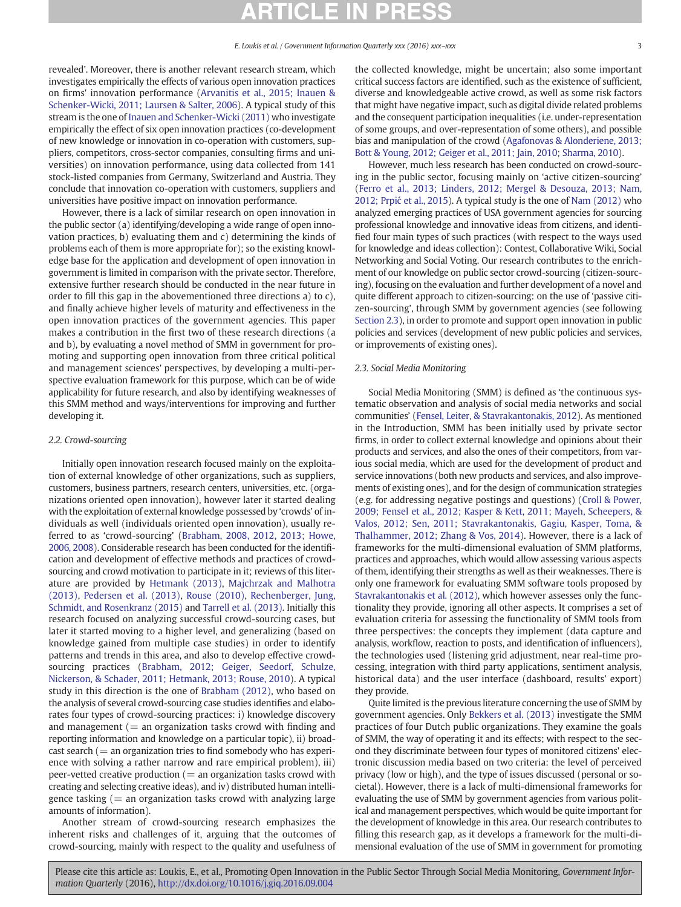revealed'. Moreover, there is another relevant research stream, which investigates empirically the effects of various open innovation practices on firms' innovation performance (Arvanitis et al., 2015; Inauen & Schenker-Wicki, 2011; Laursen & Salter, 2006). A typical study of this stream is the one of Inauen and Schenker-Wicki (2011) who investigate empirically the effect of six open innovation practices (co-development of new knowledge or innovation in co-operation with customers, suppliers, competitors, cross-sector companies, consulting firms and universities) on innovation performance, using data collected from 141 stock-listed companies from Germany, Switzerland and Austria. They conclude that innovation co-operation with customers, suppliers and universities have positive impact on innovation performance.

However, there is a lack of similar research on open innovation in the public sector (a) identifying/developing a wide range of open innovation practices, b) evaluating them and c) determining the kinds of problems each of them is more appropriate for); so the existing knowledge base for the application and development of open innovation in government is limited in comparison with the private sector. Therefore, extensive further research should be conducted in the near future in order to fill this gap in the abovementioned three directions a) to c), and finally achieve higher levels of maturity and effectiveness in the open innovation practices of the government agencies. This paper makes a contribution in the first two of these research directions (a and b), by evaluating a novel method of SMM in government for promoting and supporting open innovation from three critical political and management sciences' perspectives, by developing a multi-perspective evaluation framework for this purpose, which can be of wide applicability for future research, and also by identifying weaknesses of this SMM method and ways/interventions for improving and further developing it.

### 2.2. Crowd-sourcing

Initially open innovation research focused mainly on the exploitation of external knowledge of other organizations, such as suppliers, customers, business partners, research centers, universities, etc. (organizations oriented open innovation), however later it started dealing with the exploitation of external knowledge possessed by 'crowds' of individuals as well (individuals oriented open innovation), usually referred to as 'crowd-sourcing' (Brabham, 2008, 2012, 2013; Howe, 2006, 2008). Considerable research has been conducted for the identification and development of effective methods and practices of crowd-sourcing and crowd motivation to participate in it; reviews of this literature are provided by Hetmank (2013), Majchrzak and Malhotra (2013), Pedersen et al. (2013), Rouse (2010), Rechenberger, Jung, Schmidt, and Rosenkranz (2015) and Tarrell et al. (2013). Initially this research focused on analyzing successful crowd-sourcing cases, but later it started moving to a higher level, and generalizing (based on knowledge gained from multiple case studies) in order to identify patterns and trends in this area, and also to develop effective crowd-sourcing practices (Brabham, 2012; Geiger, Seedorf, Schulze, Nickerson, & Schader, 2011; Hetmank, 2013; Rouse, 2010). A typical study in this direction is the one of Brabham (2012), who based on the analysis of several crowd-sourcing case studies identifies and elaborates four types of crowd-sourcing practices: i) knowledge discovery and management (= an organization tasks crowd with finding and reporting information and knowledge on a particular topic), ii) broadcast search (= an organization tries to find somebody who has experience with solving a rather narrow and rare empirical problem), iii) peer-vetted creative production (= an organization tasks crowd with creating and selecting creative ideas), and iv) distributed human intelligence tasking (= an organization tasks crowd with analyzing large amounts of information).

Another stream of crowd-sourcing research emphasizes the inherent risks and challenges of it, arguing that the outcomes of crowd-sourcing, mainly with respect to the quality and usefulness of the collected knowledge, might be uncertain; also some important critical success factors are identified, such as the existence of sufficient, diverse and knowledgeable active crowd, as well as some risk factors that might have negative impact, such as digital divide related problems and the consequent participation inequalities (i.e. under-representation of some groups, and over-representation of some others), and possible bias and manipulation of the crowd (Agafonovas & Alonderiene, 2013; Bott & Young, 2012; Geiger et al., 2011; Jain, 2010; Sharma, 2010).

However, much less research has been conducted on crowd-sourcing in the public sector, focusing mainly on 'active citizen-sourcing' (Ferro et al., 2013; Linders, 2012; Mergel & Desouza, 2013; Nam, 2012; Prpić et al., 2015). A typical study is the one of Nam (2012) who analyzed emerging practices of USA government agencies for sourcing professional knowledge and innovative ideas from citizens, and identified four main types of such practices (with respect to the ways used for knowledge and ideas collection): Contest, Collaborative Wiki, Social Networking and Social Voting. Our research contributes to the enrichment of our knowledge on public sector crowd-sourcing (citizen-sourcing), focusing on the evaluation and further development of a novel and quite different approach to citizen-sourcing: on the use of 'passive citizen-sourcing', through SMM by government agencies (see following Section 2.3), in order to promote and support open innovation in public policies and services (development of new public policies and services, or improvements of existing ones).

### 2.3. Social Media Monitoring

Social Media Monitoring (SMM) is defined as 'the continuous systematic observation and analysis of social media networks and social communities' (Fensel, Leiter, & Stavrakantonakis, 2012). As mentioned in the Introduction, SMM has been initially used by private sector firms, in order to collect external knowledge and opinions about their products and services, and also the ones of their competitors, from various social media, which are used for the development of product and service innovations (both new products and services, and also improvements of existing ones), and for the design of communication strategies (e.g. for addressing negative postings and questions) (Croll & Power, 2009; Fensel et al., 2012; Kasper & Kett, 2011; Mayeh, Scheepers, & Valos, 2012; Sen, 2011; Stavrakantonakis, Gagiu, Kasper, Toma, & Thalhammer, 2012; Zhang & Vos, 2014). However, there is a lack of frameworks for the multi-dimensional evaluation of SMM platforms, practices and approaches, which would allow assessing various aspects of them, identifying their strengths as well as their weaknesses. There is only one framework for evaluating SMM software tools proposed by Stavrakantonakis et al. (2012), which however assesses only the functionality they provide, ignoring all other aspects. It comprises a set of evaluation criteria for assessing the functionality of SMM tools from three perspectives: the concepts they implement (data capture and analysis, workflow, reaction to posts, and identification of influencers), the technologies used (listening grid adjustment, near real-time processing, integration with third party applications, sentiment analysis, historical data) and the user interface (dashboard, results' export) they provide.

Quite limited is the previous literature concerning the use of SMM by government agencies. Only Bekkers et al. (2013) investigate the SMM practices of four Dutch public organizations. They examine the goals of SMM, the way of operating it and its effects; with respect to the second they discriminate between four types of monitored citizens' electronic discussion media based on two criteria: the level of perceived privacy (low or high), and the type of issues discussed (personal or societal). However, there is a lack of multi-dimensional frameworks for evaluating the use of SMM by government agencies from various political and management perspectives, which would be quite important for the development of knowledge in this area. Our research contributes to filling this research gap, as it develops a framework for the multi-dimensional evaluation of the use of SMM in government for promoting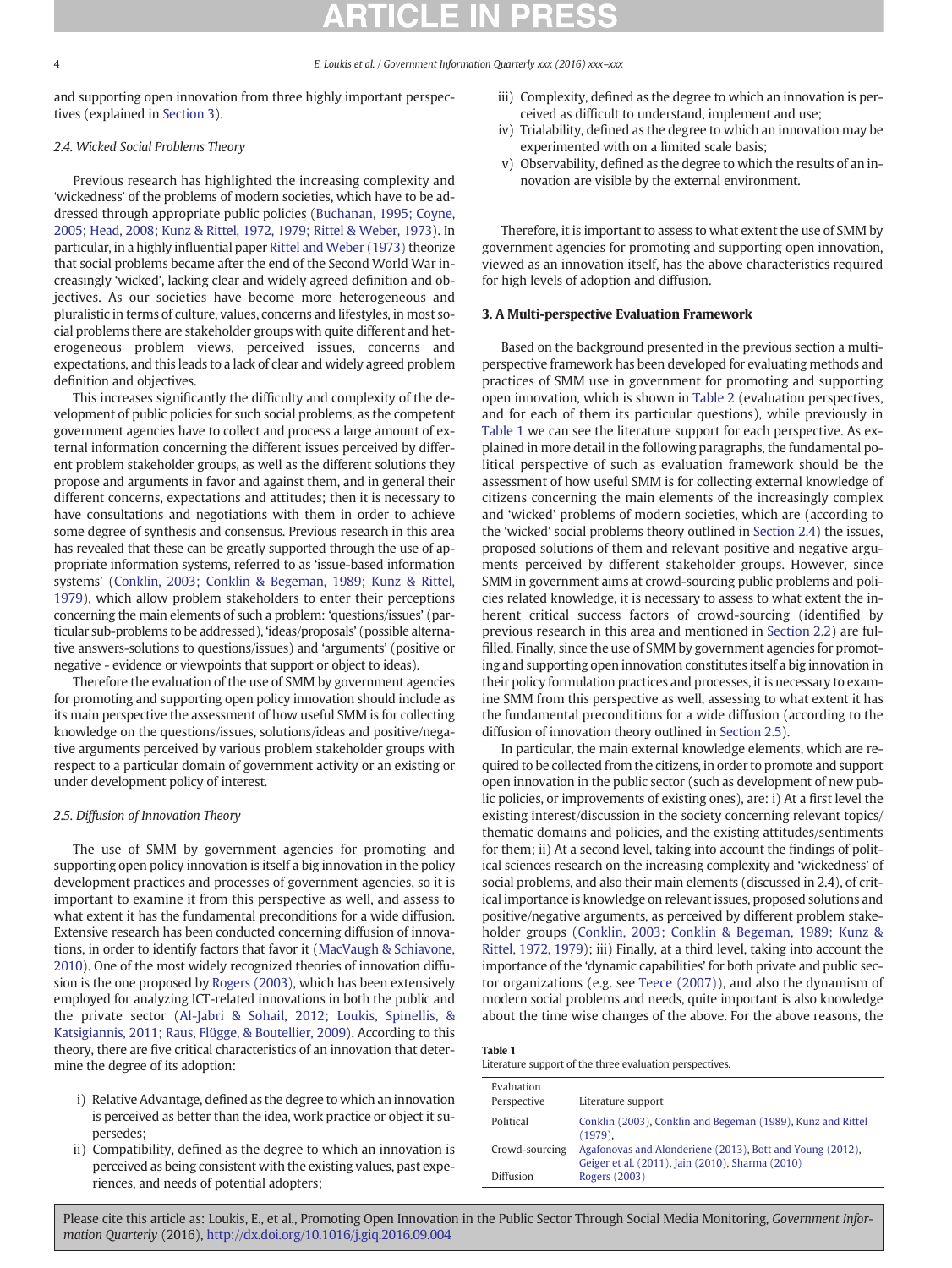and supporting open innovation from three highly important perspectives (explained in Section 3).

### 2.4. Wicked Social Problems Theory

Previous research has highlighted the increasing complexity and 'wickedness' of the problems of modern societies, which have to be addressed through appropriate public policies (Buchanan, 1995; Coyne, 2005; Head, 2008; Kunz & Rittel, 1972, 1979; Rittel & Weber, 1973). In particular, in a highly influential paper Rittel and Weber (1973) theorize that social problems became after the end of the Second World War increasingly 'wicked', lacking clear and widely agreed definition and objectives. As our societies have become more heterogeneous and pluralistic in terms of culture, values, concerns and lifestyles, in most social problems there are stakeholder groups with quite different and heterogeneous problem views, perceived issues, concerns and expectations, and this leads to a lack of clear and widely agreed problem definition and objectives.

This increases significantly the difficulty and complexity of the development of public policies for such social problems, as the competent government agencies have to collect and process a large amount of external information concerning the different issues perceived by different problem stakeholder groups, as well as the different solutions they propose and arguments in favor and against them, and in general their different concerns, expectations and attitudes; then it is necessary to have consultations and negotiations with them in order to achieve some degree of synthesis and consensus. Previous research in this area has revealed that these can be greatly supported through the use of appropriate information systems, referred to as 'issue-based information systems' (Conklin, 2003; Conklin & Begeman, 1989; Kunz & Rittel, 1979), which allow problem stakeholders to enter their perceptions concerning the main elements of such a problem: 'questions/issues' (particular sub-problems to be addressed), 'ideas/proposals' (possible alternative answers-solutions to questions/issues) and 'arguments' (positive or negative - evidence or viewpoints that support or object to ideas).

Therefore the evaluation of the use of SMM by government agencies for promoting and supporting open policy innovation should include as its main perspective the assessment of how useful SMM is for collecting knowledge on the questions/issues, solutions/ideas and positive/negative arguments perceived by various problem stakeholder groups with respect to a particular domain of government activity or an existing or under development policy of interest.

### 2.5. Diffusion of Innovation Theory

The use of SMM by government agencies for promoting and supporting open policy innovation is itself a big innovation in the policy development practices and processes of government agencies, so it is important to examine it from this perspective as well, and assess to what extent it has the fundamental preconditions for a wide diffusion. Extensive research has been conducted concerning diffusion of innovations, in order to identify factors that favor it (MacVaugh & Schiavone, 2010). One of the most widely recognized theories of innovation diffusion is the one proposed by Rogers (2003), which has been extensively employed for analyzing ICT-related innovations in both the public and the private sector (Al-Jabri & Sohail, 2012; Loukis, Spinellis, & Katsigiannis, 2011; Raus, Flügge, & Boutellier, 2009). According to this theory, there are five critical characteristics of an innovation that determine the degree of its adoption:

i) Relative Advantage, defined as the degree to which an innovation is perceived as better than the idea, work practice or object it supersedes;
ii) Compatibility, defined as the degree to which an innovation is perceived as being consistent with the existing values, past experiences, and needs of potential adopters;
iii) Complexity, defined as the degree to which an innovation is perceived as difficult to understand, implement and use;
iv) Trialability, defined as the degree to which an innovation may be experimented with on a limited scale basis;
v) Observability, defined as the degree to which the results of an innovation are visible by the external environment.

Therefore, it is important to assess to what extent the use of SMM by government agencies for promoting and supporting open innovation, viewed as an innovation itself, has the above characteristics required for high levels of adoption and diffusion.

## 3. A Multi-perspective Evaluation Framework

Based on the background presented in the previous section a multi-perspective framework has been developed for evaluating methods and practices of SMM use in government for promoting and supporting open innovation, which is shown in Table 2 (evaluation perspectives, and for each of them its particular questions), while previously in Table 1 we can see the literature support for each perspective. As explained in more detail in the following paragraphs, the fundamental political perspective of such as evaluation framework should be the assessment of how useful SMM is for collecting external knowledge of citizens concerning the main elements of the increasingly complex and 'wicked' problems of modern societies, which are (according to the 'wicked' social problems theory outlined in Section 2.4) the issues, proposed solutions of them and relevant positive and negative arguments perceived by different stakeholder groups. However, since SMM in government aims at crowd-sourcing public problems and policies related knowledge, it is necessary to assess to what extent the inherent critical success factors of crowd-sourcing (identified by previous research in this area and mentioned in Section 2.2) are fulfilled. Finally, since the use of SMM by government agencies for promoting and supporting open innovation constitutes itself a big innovation in their policy formulation practices and processes, it is necessary to examine SMM from this perspective as well, assessing to what extent it has the fundamental preconditions for a wide diffusion (according to the diffusion of innovation theory outlined in Section 2.5).

In particular, the main external knowledge elements, which are required to be collected from the citizens, in order to promote and support open innovation in the public sector (such as development of new public policies, or improvements of existing ones), are: i) At a first level the existing interest/discussion in the society concerning relevant topics/thematic domains and policies, and the existing attitudes/sentiments for them; ii) At a second level, taking into account the findings of political sciences research on the increasing complexity and 'wickedness' of social problems, and also their main elements (discussed in 2.4), of critical importance is knowledge on relevant issues, proposed solutions and positive/negative arguments, as perceived by different problem stakeholder groups (Conklin, 2003; Conklin & Begeman, 1989; Kunz & Rittel, 1972, 1979); iii) Finally, at a third level, taking into account the importance of the 'dynamic capabilities' for both private and public sector organizations (e.g. see Teece (2007)), and also the dynamism of modern social problems and needs, quite important is also knowledge about the time wise changes of the above. For the above reasons, the

**Table 1**
Literature support of the three evaluation perspectives.

| Evaluation Perspective | Literature support |
|---|---|
| Political | Conklin (2003), Conklin and Begeman (1989), Kunz and Rittel (1979), |
| Crowd-sourcing | Agafonovas and Alonderiene (2013), Bott and Young (2012), Geiger et al. (2011), Jain (2010), Sharma (2010) |
| Diffusion | Rogers (2003) |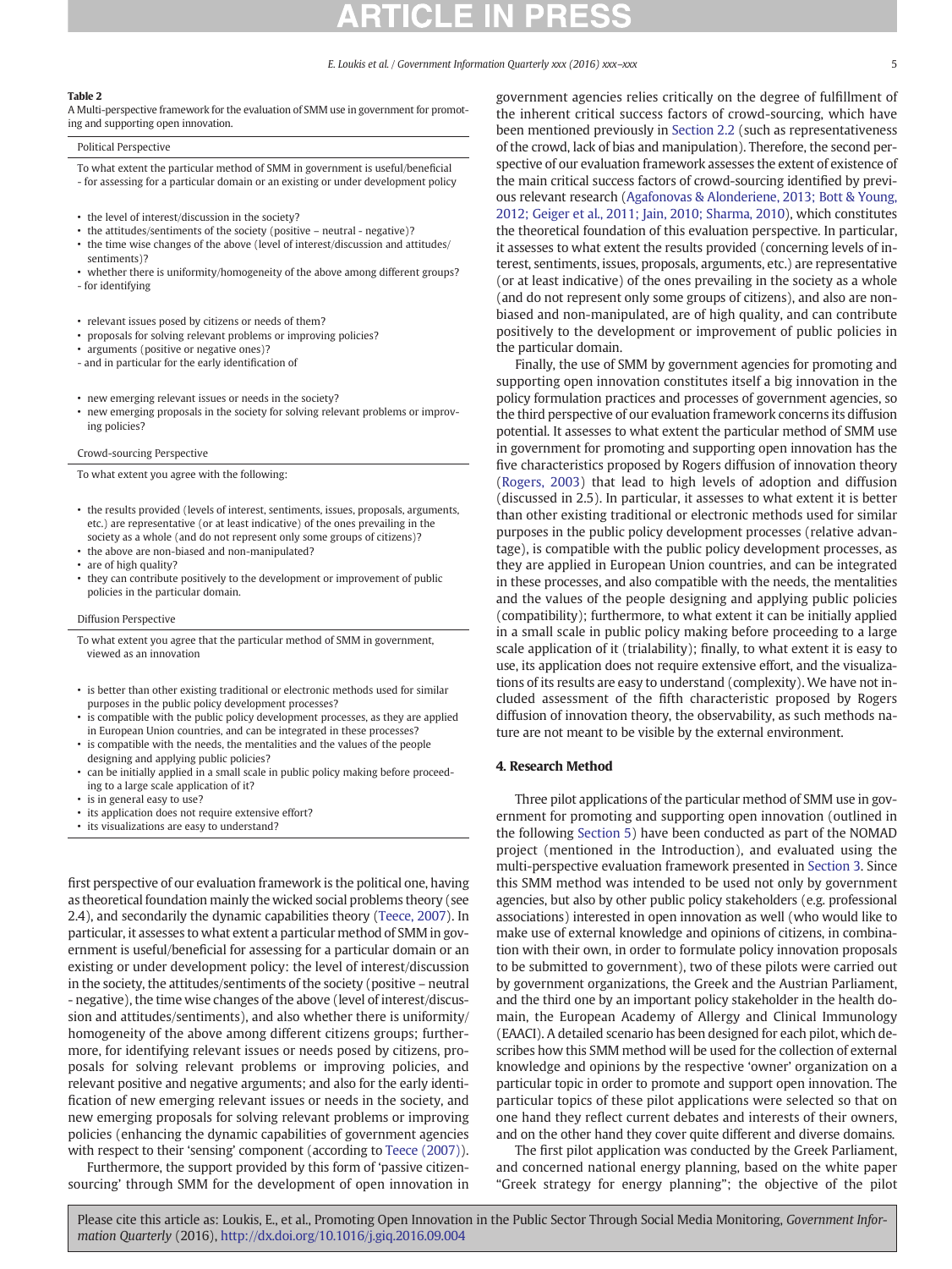**Table 2**
A Multi-perspective framework for the evaluation of SMM use in government for promoting and supporting open innovation.

| Political Perspective |
|---|
| To what extent the particular method of SMM in government is useful/beneficial<br>- for assessing for a particular domain or an existing or under development policy<br><br>• the level of interest/discussion in the society?<br>• the attitudes/sentiments of the society (positive – neutral - negative)?<br>• the time wise changes of the above (level of interest/discussion and attitudes/sentiments)?<br>• whether there is uniformity/homogeneity of the above among different groups?<br>- for identifying<br><br>• relevant issues posed by citizens or needs of them?<br>• proposals for solving relevant problems or improving policies?<br>• arguments (positive or negative ones)?<br>- and in particular for the early identification of<br><br>• new emerging relevant issues or needs in the society?<br>• new emerging proposals in the society for solving relevant problems or improving policies? |
| **Crowd-sourcing Perspective** |
| To what extent you agree with the following:<br><br>• the results provided (levels of interest, sentiments, issues, proposals, arguments, etc.) are representative (or at least indicative) of the ones prevailing in the society as a whole (and do not represent only some groups of citizens)?<br>• the above are non-biased and non-manipulated?<br>• are of high quality?<br>• they can contribute positively to the development or improvement of public policies in the particular domain. |
| **Diffusion Perspective** |
| To what extent you agree that the particular method of SMM in government, viewed as an innovation<br><br>• is better than other existing traditional or electronic methods used for similar purposes in the public policy development processes?<br>• is compatible with the public policy development processes, as they are applied in European Union countries, and can be integrated in these processes?<br>• is compatible with the needs, the mentalities and the values of the people designing and applying public policies?<br>• can be initially applied in a small scale in public policy making before proceeding to a large scale application of it?<br>• is in general easy to use?<br>• its application does not require extensive effort?<br>• its visualizations are easy to understand? |

first perspective of our evaluation framework is the political one, having as theoretical foundation mainly the wicked social problems theory (see 2.4), and secondarily the dynamic capabilities theory (Teece, 2007). In particular, it assesses to what extent a particular method of SMM in government is useful/beneficial for assessing for a particular domain or an existing or under development policy: the level of interest/discussion in the society, the attitudes/sentiments of the society (positive – neutral - negative), the time wise changes of the above (level of interest/discussion and attitudes/sentiments), and also whether there is uniformity/homogeneity of the above among different citizens groups; furthermore, for identifying relevant issues or needs posed by citizens, proposals for solving relevant problems or improving policies, and relevant positive and negative arguments; and also for the early identification of new emerging relevant issues or needs in the society, and new emerging proposals for solving relevant problems or improving policies (enhancing the dynamic capabilities of government agencies with respect to their 'sensing' component (according to Teece (2007)).

Furthermore, the support provided by this form of 'passive citizen-sourcing' through SMM for the development of open innovation in government agencies relies critically on the degree of fulfillment of the inherent critical success factors of crowd-sourcing, which have been mentioned previously in Section 2.2 (such as representativeness of the crowd, lack of bias and manipulation). Therefore, the second perspective of our evaluation framework assesses the extent of existence of the main critical success factors of crowd-sourcing identified by previous relevant research (Agafonovas & Alonderiene, 2013; Bott & Young, 2012; Geiger et al., 2011; Jain, 2010; Sharma, 2010), which constitutes the theoretical foundation of this evaluation perspective. In particular, it assesses to what extent the results provided (concerning levels of interest, sentiments, issues, proposals, arguments, etc.) are representative (or at least indicative) of the ones prevailing in the society as a whole (and do not represent only some groups of citizens), and also are non-biased and non-manipulated, are of high quality, and can contribute positively to the development or improvement of public policies in the particular domain.

Finally, the use of SMM by government agencies for promoting and supporting open innovation constitutes itself a big innovation in the policy formulation practices and processes of government agencies, so the third perspective of our evaluation framework concerns its diffusion potential. It assesses to what extent the particular method of SMM use in government for promoting and supporting open innovation has the five characteristics proposed by Rogers diffusion of innovation theory (Rogers, 2003) that lead to high levels of adoption and diffusion (discussed in 2.5). In particular, it assesses to what extent it is better than other existing traditional or electronic methods used for similar purposes in the public policy development processes (relative advantage), is compatible with the public policy development processes, as they are applied in European Union countries, and can be integrated in these processes, and also compatible with the needs, the mentalities and the values of the people designing and applying public policies (compatibility); furthermore, to what extent it can be initially applied in a small scale in public policy making before proceeding to a large scale application of it (trialability); finally, to what extent it is easy to use, its application does not require extensive effort, and the visualizations of its results are easy to understand (complexity). We have not included assessment of the fifth characteristic proposed by Rogers diffusion of innovation theory, the observability, as such methods nature are not meant to be visible by the external environment.

## 4. Research Method

Three pilot applications of the particular method of SMM use in government for promoting and supporting open innovation (outlined in the following Section 5) have been conducted as part of the NOMAD project (mentioned in the Introduction), and evaluated using the multi-perspective evaluation framework presented in Section 3. Since this SMM method was intended to be used not only by government agencies, but also by other public policy stakeholders (e.g. professional associations) interested in open innovation as well (who would like to make use of external knowledge and opinions of citizens, in combination with their own, in order to formulate policy innovation proposals to be submitted to government), two of these pilots were carried out by government organizations, the Greek and the Austrian Parliament, and the third one by an important policy stakeholder in the health domain, the European Academy of Allergy and Clinical Immunology (EAACI). A detailed scenario has been designed for each pilot, which describes how this SMM method will be used for the collection of external knowledge and opinions by the respective 'owner' organization on a particular topic in order to promote and support open innovation. The particular topics of these pilot applications were selected so that on one hand they reflect current debates and interests of their owners, and on the other hand they cover quite different and diverse domains.

The first pilot application was conducted by the Greek Parliament, and concerned national energy planning, based on the white paper "Greek strategy for energy planning"; the objective of the pilot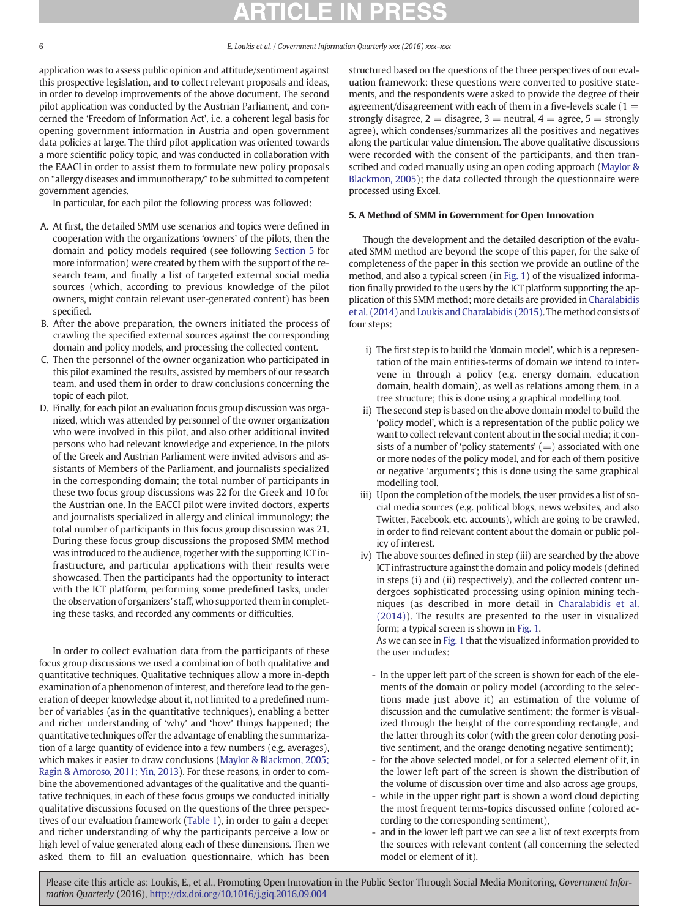application was to assess public opinion and attitude/sentiment against this prospective legislation, and to collect relevant proposals and ideas, in order to develop improvements of the above document. The second pilot application was conducted by the Austrian Parliament, and concerned the 'Freedom of Information Act', i.e. a coherent legal basis for opening government information in Austria and open government data policies at large. The third pilot application was oriented towards a more scientific policy topic, and was conducted in collaboration with the EAACI in order to assist them to formulate new policy proposals on "allergy diseases and immunotherapy" to be submitted to competent government agencies.

In particular, for each pilot the following process was followed:

A. At first, the detailed SMM use scenarios and topics were defined in cooperation with the organizations 'owners' of the pilots, then the domain and policy models required (see following Section 5 for more information) were created by them with the support of the research team, and finally a list of targeted external social media sources (which, according to previous knowledge of the pilot owners, might contain relevant user-generated content) has been specified.
B. After the above preparation, the owners initiated the process of crawling the specified external sources against the corresponding domain and policy models, and processing the collected content.
C. Then the personnel of the owner organization who participated in this pilot examined the results, assisted by members of our research team, and used them in order to draw conclusions concerning the topic of each pilot.
D. Finally, for each pilot an evaluation focus group discussion was organized, which was attended by personnel of the owner organization who were involved in this pilot, and also other additional invited persons who had relevant knowledge and experience. In the pilots of the Greek and Austrian Parliament were invited advisors and assistants of Members of the Parliament, and journalists specialized in the corresponding domain; the total number of participants in these two focus group discussions was 22 for the Greek and 10 for the Austrian one. In the EACCI pilot were invited doctors, experts and journalists specialized in allergy and clinical immunology; the total number of participants in this focus group discussion was 21. During these focus group discussions the proposed SMM method was introduced to the audience, together with the supporting ICT infrastructure, and particular applications with their results were showcased. Then the participants had the opportunity to interact with the ICT platform, performing some predefined tasks, under the observation of organizers' staff, who supported them in completing these tasks, and recorded any comments or difficulties.

In order to collect evaluation data from the participants of these focus group discussions we used a combination of both qualitative and quantitative techniques. Qualitative techniques allow a more in-depth examination of a phenomenon of interest, and therefore lead to the generation of deeper knowledge about it, not limited to a predefined number of variables (as in the quantitative techniques), enabling a better and richer understanding of 'why' and 'how' things happened; the quantitative techniques offer the advantage of enabling the summarization of a large quantity of evidence into a few numbers (e.g. averages), which makes it easier to draw conclusions (Maylor & Blackmon, 2005; Ragin & Amoroso, 2011; Yin, 2013). For these reasons, in order to combine the abovementioned advantages of the qualitative and the quantitative techniques, in each of these focus groups we conducted initially qualitative discussions focused on the questions of the three perspectives of our evaluation framework (Table 1), in order to gain a deeper and richer understanding of why the participants perceive a low or high level of value generated along each of these dimensions. Then we asked them to fill an evaluation questionnaire, which has been structured based on the questions of the three perspectives of our evaluation framework: these questions were converted to positive statements, and the respondents were asked to provide the degree of their agreement/disagreement with each of them in a five-levels scale (1 = strongly disagree, 2 = disagree, 3 = neutral, 4 = agree, 5 = strongly agree), which condenses/summarizes all the positives and negatives along the particular value dimension. The above qualitative discussions were recorded with the consent of the participants, and then transcribed and coded manually using an open coding approach (Maylor & Blackmon, 2005); the data collected through the questionnaire were processed using Excel.

## 5. A Method of SMM in Government for Open Innovation

Though the development and the detailed description of the evaluated SMM method are beyond the scope of this paper, for the sake of completeness of the paper in this section we provide an outline of the method, and also a typical screen (in Fig. 1) of the visualized information finally provided to the users by the ICT platform supporting the application of this SMM method; more details are provided in Charalabidis et al. (2014) and Loukis and Charalabidis (2015). The method consists of four steps:

i) The first step is to build the 'domain model', which is a representation of the main entities-terms of domain we intend to intervene in through a policy (e.g. energy domain, education domain, health domain), as well as relations among them, in a tree structure; this is done using a graphical modelling tool.
ii) The second step is based on the above domain model to build the 'policy model', which is a representation of the public policy we want to collect relevant content about in the social media; it consists of a number of 'policy statements' (=) associated with one or more nodes of the policy model, and for each of them positive or negative 'arguments'; this is done using the same graphical modelling tool.
iii) Upon the completion of the models, the user provides a list of social media sources (e.g. political blogs, news websites, and also Twitter, Facebook, etc. accounts), which are going to be crawled, in order to find relevant content about the domain or public policy of interest.
iv) The above sources defined in step (iii) are searched by the above ICT infrastructure against the domain and policy models (defined in steps (i) and (ii) respectively), and the collected content undergoes sophisticated processing using opinion mining techniques (as described in more detail in Charalabidis et al. (2014)). The results are presented to the user in visualized form; a typical screen is shown in Fig. 1.

   As we can see in Fig. 1 that the visualized information provided to the user includes:

   - In the upper left part of the screen is shown for each of the elements of the domain or policy model (according to the selections made just above it) an estimation of the volume of discussion and the cumulative sentiment; the former is visualized through the height of the corresponding rectangle, and the latter through its color (with the green color denoting positive sentiment, and the orange denoting negative sentiment);
   - for the above selected model, or for a selected element of it, in the lower left part of the screen is shown the distribution of the volume of discussion over time and also across age groups,
   - while in the upper right part is shown a word cloud depicting the most frequent terms-topics discussed online (colored according to the corresponding sentiment),
   - and in the lower left part we can see a list of text excerpts from the sources with relevant content (all concerning the selected model or element of it).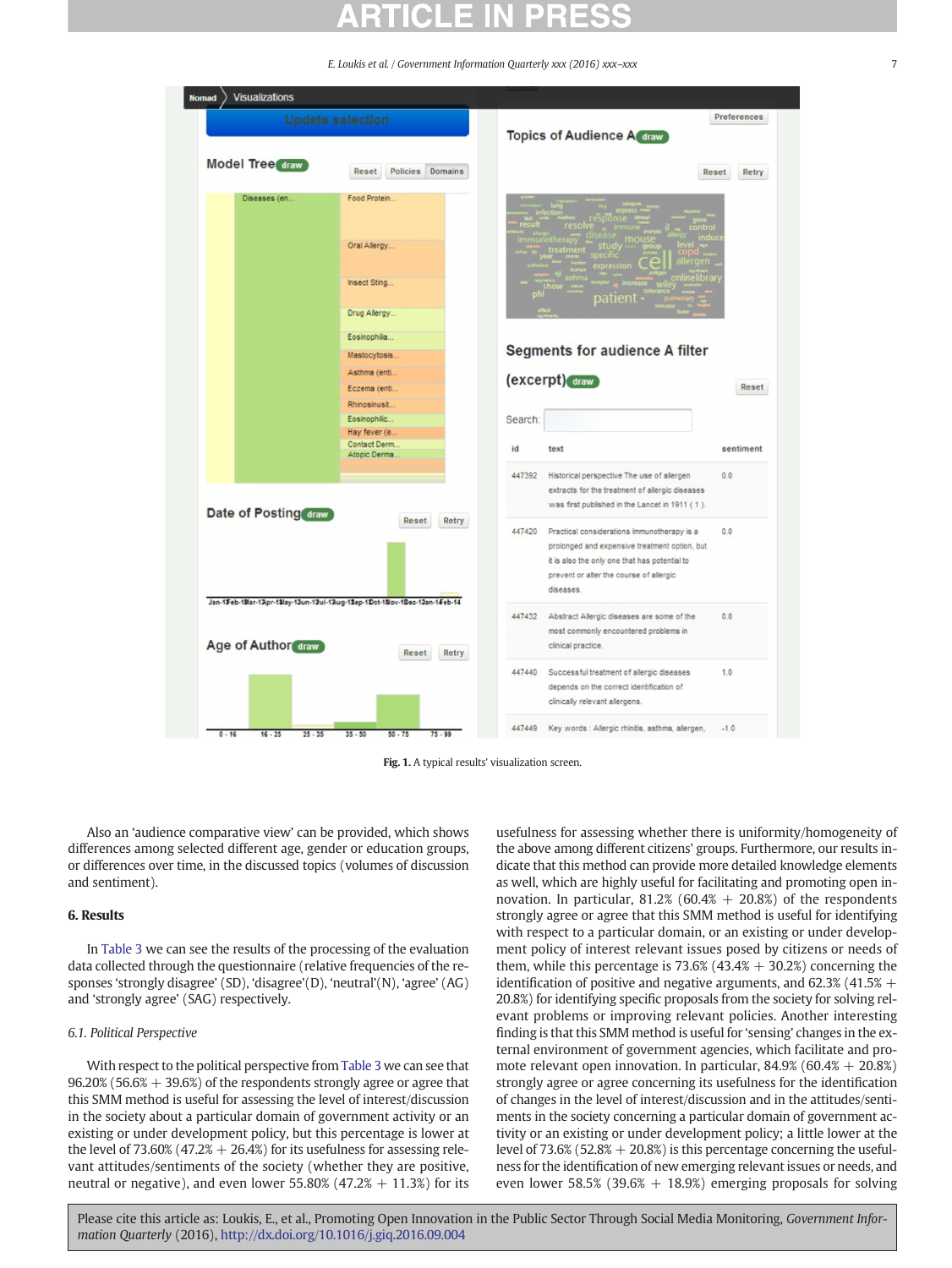Fig. 1. A typical results' visualization screen.

Also an 'audience comparative view' can be provided, which shows differences among selected different age, gender or education groups, or differences over time, in the discussed topics (volumes of discussion and sentiment).

## 6. Results

In Table 3 we can see the results of the processing of the evaluation data collected through the questionnaire (relative frequencies of the responses 'strongly disagree' (SD), 'disagree'(D), 'neutral'(N), 'agree' (AG) and 'strongly agree' (SAG) respectively.

### 6.1. Political Perspective

With respect to the political perspective from Table 3 we can see that 96.20% (56.6% + 39.6%) of the respondents strongly agree or agree that this SMM method is useful for assessing the level of interest/discussion in the society about a particular domain of government activity or an existing or under development policy, but this percentage is lower at the level of 73.60% (47.2% + 26.4%) for its usefulness for assessing relevant attitudes/sentiments of the society (whether they are positive, neutral or negative), and even lower 55.80% (47.2% + 11.3%) for its usefulness for assessing whether there is uniformity/homogeneity of the above among different citizens' groups. Furthermore, our results indicate that this method can provide more detailed knowledge elements as well, which are highly useful for facilitating and promoting open innovation. In particular, 81.2% (60.4% + 20.8%) of the respondents strongly agree or agree that this SMM method is useful for identifying with respect to a particular domain, or an existing or under development policy of interest relevant issues posed by citizens or needs of them, while this percentage is 73.6% (43.4% + 30.2%) concerning the identification of positive and negative arguments, and 62.3% (41.5% + 20.8%) for identifying specific proposals from the society for solving relevant problems or improving relevant policies. Another interesting finding is that this SMM method is useful for 'sensing' changes in the external environment of government agencies, which facilitate and promote relevant open innovation. In particular, 84.9% (60.4% + 20.8%) strongly agree or agree concerning its usefulness for the identification of changes in the level of interest/discussion and in the attitudes/sentiments in the society concerning a particular domain of government activity or an existing or under development policy; a little lower at the level of 73.6% (52.8% + 20.8%) is this percentage concerning the usefulness for the identification of new emerging relevant issues or needs, and even lower 58.5% (39.6% + 18.9%) emerging proposals for solving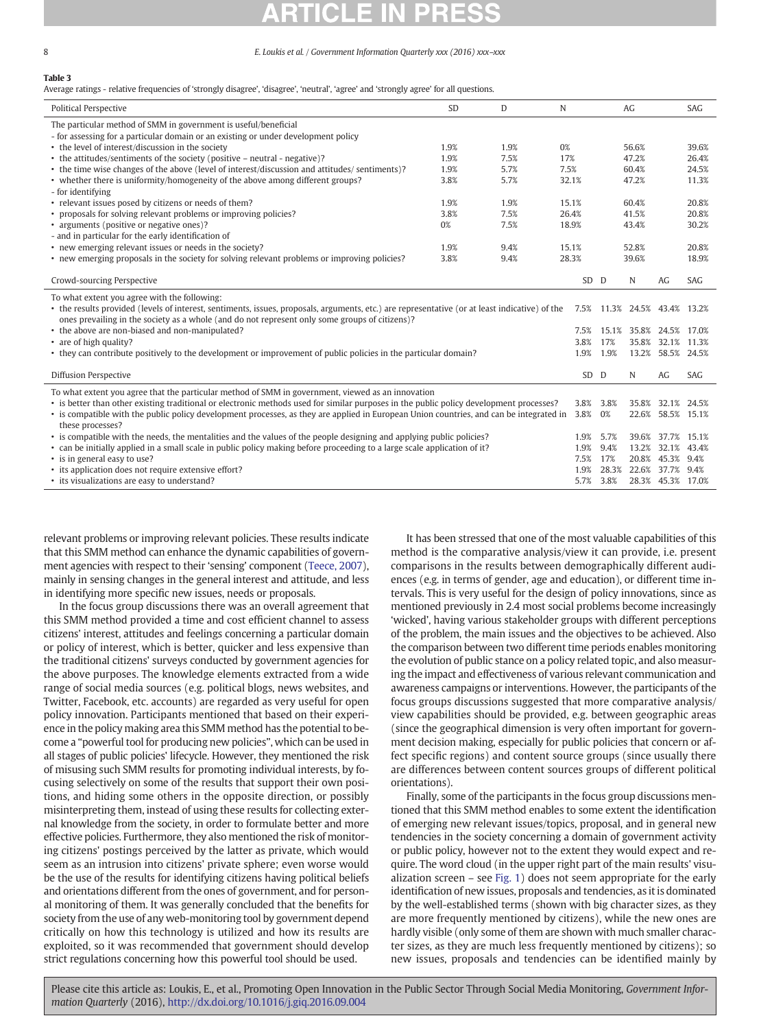**Table 3**
Average ratings - relative frequencies of 'strongly disagree', 'disagree', 'neutral', 'agree' and 'strongly agree' for all questions.

| Political Perspective | SD | D | N | AG | SAG |
|---|---|---|---|---|---|
| The particular method of SMM in government is useful/beneficial | | | | | |
| - for assessing for a particular domain or an existing or under development policy | | | | | |
| • the level of interest/discussion in the society | 1.9% | 1.9% | 0% | 56.6% | 39.6% |
| • the attitudes/sentiments of the society (positive – neutral - negative)? | 1.9% | 7.5% | 17% | 47.2% | 26.4% |
| • the time wise changes of the above (level of interest/discussion and attitudes/ sentiments)? | 1.9% | 5.7% | 7.5% | 60.4% | 24.5% |
| • whether there is uniformity/homogeneity of the above among different groups? | 3.8% | 5.7% | 32.1% | 47.2% | 11.3% |
| - for identifying | | | | | |
| • relevant issues posed by citizens or needs of them? | 1.9% | 1.9% | 15.1% | 60.4% | 20.8% |
| • proposals for solving relevant problems or improving policies? | 3.8% | 7.5% | 26.4% | 41.5% | 20.8% |
| • arguments (positive or negative ones)? | 0% | 7.5% | 18.9% | 43.4% | 30.2% |
| - and in particular for the early identification of | | | | | |
| • new emerging relevant issues or needs in the society? | 1.9% | 9.4% | 15.1% | 52.8% | 20.8% |
| • new emerging proposals in the society for solving relevant problems or improving policies? | 3.8% | 9.4% | 28.3% | 39.6% | 18.9% |
| **Crowd-sourcing Perspective** | **SD** | **D** | **N** | **AG** | **SAG** |
| To what extent you agree with the following: | | | | | |
| • the results provided (levels of interest, sentiments, issues, proposals, arguments, etc.) are representative (or at least indicative) of the ones prevailing in the society as a whole (and do not represent only some groups of citizens)? | 7.5% | 11.3% | 24.5% | 43.4% | 13.2% |
| • the above are non-biased and non-manipulated? | 7.5% | 15.1% | 35.8% | 24.5% | 17.0% |
| • are of high quality? | 3.8% | 17% | 35.8% | 32.1% | 11.3% |
| • they can contribute positively to the development or improvement of public policies in the particular domain? | 1.9% | 1.9% | 13.2% | 58.5% | 24.5% |
| **Diffusion Perspective** | **SD** | **D** | **N** | **AG** | **SAG** |
| To what extent you agree that the particular method of SMM in government, viewed as an innovation | | | | | |
| • is better than other existing traditional or electronic methods used for similar purposes in the public policy development processes? | 3.8% | 3.8% | 35.8% | 32.1% | 24.5% |
| • is compatible with the public policy development processes, as they are applied in European Union countries, and can be integrated in these processes? | 3.8% | 0% | 22.6% | 58.5% | 15.1% |
| • is compatible with the needs, the mentalities and the values of the people designing and applying public policies? | 1.9% | 5.7% | 39.6% | 37.7% | 15.1% |
| • can be initially applied in a small scale in public policy making before proceeding to a large scale application of it? | 1.9% | 9.4% | 13.2% | 32.1% | 43.4% |
| • is in general easy to use? | 7.5% | 17% | 20.8% | 45.3% | 9.4% |
| • its application does not require extensive effort? | 1.9% | 28.3% | 22.6% | 37.7% | 9.4% |
| • its visualizations are easy to understand? | 5.7% | 3.8% | 28.3% | 45.3% | 17.0% |

relevant problems or improving relevant policies. These results indicate that this SMM method can enhance the dynamic capabilities of government agencies with respect to their 'sensing' component (Teece, 2007), mainly in sensing changes in the general interest and attitude, and less in identifying more specific new issues, needs or proposals.

In the focus group discussions there was an overall agreement that this SMM method provided a time and cost efficient channel to assess citizens' interest, attitudes and feelings concerning a particular domain or policy of interest, which is better, quicker and less expensive than the traditional citizens' surveys conducted by government agencies for the above purposes. The knowledge elements extracted from a wide range of social media sources (e.g. political blogs, news websites, and Twitter, Facebook, etc. accounts) are regarded as very useful for open policy innovation. Participants mentioned that based on their experience in the policy making area this SMM method has the potential to become a "powerful tool for producing new policies", which can be used in all stages of public policies' lifecycle. However, they mentioned the risk of misusing such SMM results for promoting individual interests, by focusing selectively on some of the results that support their own positions, and hiding some others in the opposite direction, or possibly misinterpreting them, instead of using these results for collecting external knowledge from the society, in order to formulate better and more effective policies. Furthermore, they also mentioned the risk of monitoring citizens' postings perceived by the latter as private, which would seem as an intrusion into citizens' private sphere; even worse would be the use of the results for identifying citizens having political beliefs and orientations different from the ones of government, and for personal monitoring of them. It was generally concluded that the benefits for society from the use of any web-monitoring tool by government depend critically on how this technology is utilized and how its results are exploited, so it was recommended that government should develop strict regulations concerning how this powerful tool should be used.

It has been stressed that one of the most valuable capabilities of this method is the comparative analysis/view it can provide, i.e. present comparisons in the results between demographically different audiences (e.g. in terms of gender, age and education), or different time intervals. This is very useful for the design of policy innovations, since as mentioned previously in 2.4 most social problems become increasingly 'wicked', having various stakeholder groups with different perceptions of the problem, the main issues and the objectives to be achieved. Also the comparison between two different time periods enables monitoring the evolution of public stance on a policy related topic, and also measuring the impact and effectiveness of various relevant communication and awareness campaigns or interventions. However, the participants of the focus groups discussions suggested that more comparative analysis/view capabilities should be provided, e.g. between geographic areas (since the geographical dimension is very often important for government decision making, especially for public policies that concern or affect specific regions) and content source groups (since usually there are differences between content sources groups of different political orientations).

Finally, some of the participants in the focus group discussions mentioned that this SMM method enables to some extent the identification of emerging new relevant issues/topics, proposal, and in general new tendencies in the society concerning a domain of government activity or public policy, however not to the extent they would expect and require. The word cloud (in the upper right part of the main results' visualization screen – see Fig. 1) does not seem appropriate for the early identification of new issues, proposals and tendencies, as it is dominated by the well-established terms (shown with big character sizes, as they are more frequently mentioned by citizens), while the new ones are hardly visible (only some of them are shown with much smaller character sizes, as they are much less frequently mentioned by citizens); so new issues, proposals and tendencies can be identified mainly by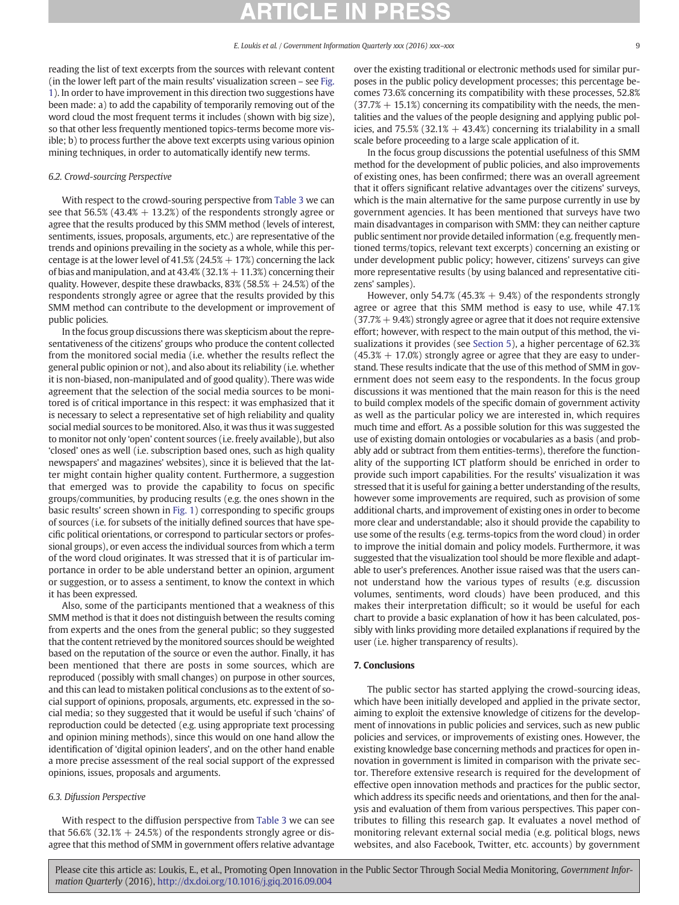reading the list of text excerpts from the sources with relevant content (in the lower left part of the main results' visualization screen – see Fig. 1). In order to have improvement in this direction two suggestions have been made: a) to add the capability of temporarily removing out of the word cloud the most frequent terms it includes (shown with big size), so that other less frequently mentioned topics-terms become more visible; b) to process further the above text excerpts using various opinion mining techniques, in order to automatically identify new terms.

### 6.2. Crowd-sourcing Perspective

With respect to the crowd-souring perspective from Table 3 we can see that 56.5% (43.4% + 13.2%) of the respondents strongly agree or agree that the results produced by this SMM method (levels of interest, sentiments, issues, proposals, arguments, etc.) are representative of the trends and opinions prevailing in the society as a whole, while this percentage is at the lower level of 41.5% (24.5% + 17%) concerning the lack of bias and manipulation, and at 43.4% (32.1% + 11.3%) concerning their quality. However, despite these drawbacks, 83% (58.5% + 24.5%) of the respondents strongly agree or agree that the results provided by this SMM method can contribute to the development or improvement of public policies.

In the focus group discussions there was skepticism about the representativeness of the citizens' groups who produce the content collected from the monitored social media (i.e. whether the results reflect the general public opinion or not), and also about its reliability (i.e. whether it is non-biased, non-manipulated and of good quality). There was wide agreement that the selection of the social media sources to be monitored is of critical importance in this respect: it was emphasized that it is necessary to select a representative set of high reliability and quality social medial sources to be monitored. Also, it was thus it was suggested to monitor not only 'open' content sources (i.e. freely available), but also 'closed' ones as well (i.e. subscription based ones, such as high quality newspapers' and magazines' websites), since it is believed that the latter might contain higher quality content. Furthermore, a suggestion that emerged was to provide the capability to focus on specific groups/communities, by producing results (e.g. the ones shown in the basic results' screen shown in Fig. 1) corresponding to specific groups of sources (i.e. for subsets of the initially defined sources that have specific political orientations, or correspond to particular sectors or professional groups), or even access the individual sources from which a term of the word cloud originates. It was stressed that it is of particular importance in order to be able understand better an opinion, argument or suggestion, or to assess a sentiment, to know the context in which it has been expressed.

Also, some of the participants mentioned that a weakness of this SMM method is that it does not distinguish between the results coming from experts and the ones from the general public; so they suggested that the content retrieved by the monitored sources should be weighted based on the reputation of the source or even the author. Finally, it has been mentioned that there are posts in some sources, which are reproduced (possibly with small changes) on purpose in other sources, and this can lead to mistaken political conclusions as to the extent of social support of opinions, proposals, arguments, etc. expressed in the social media; so they suggested that it would be useful if such 'chains' of reproduction could be detected (e.g. using appropriate text processing and opinion mining methods), since this would on one hand allow the identification of 'digital opinion leaders', and on the other hand enable a more precise assessment of the real social support of the expressed opinions, issues, proposals and arguments.

### 6.3. Difussion Perspective

With respect to the diffusion perspective from Table 3 we can see that 56.6% (32.1% + 24.5%) of the respondents strongly agree or disagree that this method of SMM in government offers relative advantage over the existing traditional or electronic methods used for similar purposes in the public policy development processes; this percentage becomes 73.6% concerning its compatibility with these processes, 52.8% (37.7% + 15.1%) concerning its compatibility with the needs, the mentalities and the values of the people designing and applying public policies, and 75.5% (32.1% + 43.4%) concerning its trialability in a small scale before proceeding to a large scale application of it.

In the focus group discussions the potential usefulness of this SMM method for the development of public policies, and also improvements of existing ones, has been confirmed; there was an overall agreement that it offers significant relative advantages over the citizens' surveys, which is the main alternative for the same purpose currently in use by government agencies. It has been mentioned that surveys have two main disadvantages in comparison with SMM: they can neither capture public sentiment nor provide detailed information (e.g. frequently mentioned terms/topics, relevant text excerpts) concerning an existing or under development public policy; however, citizens' surveys can give more representative results (by using balanced and representative citizens' samples).

However, only 54.7% (45.3% + 9.4%) of the respondents strongly agree or agree that this SMM method is easy to use, while 47.1% (37.7% + 9.4%) strongly agree or agree that it does not require extensive effort; however, with respect to the main output of this method, the visualizations it provides (see Section 5), a higher percentage of 62.3% (45.3% + 17.0%) strongly agree or agree that they are easy to understand. These results indicate that the use of this method of SMM in government does not seem easy to the respondents. In the focus group discussions it was mentioned that the main reason for this is the need to build complex models of the specific domain of government activity as well as the particular policy we are interested in, which requires much time and effort. As a possible solution for this was suggested the use of existing domain ontologies or vocabularies as a basis (and probably add or subtract from them entities-terms), therefore the functionality of the supporting ICT platform should be enriched in order to provide such import capabilities. For the results' visualization it was stressed that it is useful for gaining a better understanding of the results, however some improvements are required, such as provision of some additional charts, and improvement of existing ones in order to become more clear and understandable; also it should provide the capability to use some of the results (e.g. terms-topics from the word cloud) in order to improve the initial domain and policy models. Furthermore, it was suggested that the visualization tool should be more flexible and adaptable to user's preferences. Another issue raised was that the users cannot understand how the various types of results (e.g. discussion volumes, sentiments, word clouds) have been produced, and this makes their interpretation difficult; so it would be useful for each chart to provide a basic explanation of how it has been calculated, possibly with links providing more detailed explanations if required by the user (i.e. higher transparency of results).

## 7. Conclusions

The public sector has started applying the crowd-sourcing ideas, which have been initially developed and applied in the private sector, aiming to exploit the extensive knowledge of citizens for the development of innovations in public policies and services, such as new public policies and services, or improvements of existing ones. However, the existing knowledge base concerning methods and practices for open innovation in government is limited in comparison with the private sector. Therefore extensive research is required for the development of effective open innovation methods and practices for the public sector, which address its specific needs and orientations, and then for the analysis and evaluation of them from various perspectives. This paper contributes to filling this research gap. It evaluates a novel method of monitoring relevant external social media (e.g. political blogs, news websites, and also Facebook, Twitter, etc. accounts) by government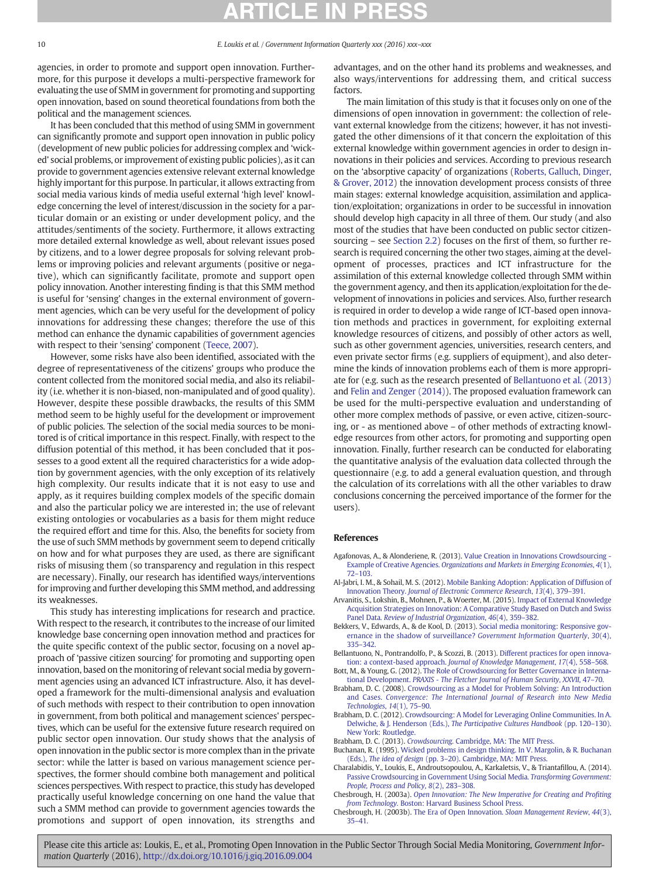agencies, in order to promote and support open innovation. Furthermore, for this purpose it develops a multi-perspective framework for evaluating the use of SMM in government for promoting and supporting open innovation, based on sound theoretical foundations from both the political and the management sciences.

It has been concluded that this method of using SMM in government can significantly promote and support open innovation in public policy (development of new public policies for addressing complex and 'wicked' social problems, or improvement of existing public policies), as it can provide to government agencies extensive relevant external knowledge highly important for this purpose. In particular, it allows extracting from social media various kinds of media useful external 'high level' knowledge concerning the level of interest/discussion in the society for a particular domain or an existing or under development policy, and the attitudes/sentiments of the society. Furthermore, it allows extracting more detailed external knowledge as well, about relevant issues posed by citizens, and to a lower degree proposals for solving relevant problems or improving policies and relevant arguments (positive or negative), which can significantly facilitate, promote and support open policy innovation. Another interesting finding is that this SMM method is useful for 'sensing' changes in the external environment of government agencies, which can be very useful for the development of policy innovations for addressing these changes; therefore the use of this method can enhance the dynamic capabilities of government agencies with respect to their 'sensing' component (Teece, 2007).

However, some risks have also been identified, associated with the degree of representativeness of the citizens' groups who produce the content collected from the monitored social media, and also its reliability (i.e. whether it is non-biased, non-manipulated and of good quality). However, despite these possible drawbacks, the results of this SMM method seem to be highly useful for the development or improvement of public policies. The selection of the social media sources to be monitored is of critical importance in this respect. Finally, with respect to the diffusion potential of this method, it has been concluded that it possesses to a good extent all the required characteristics for a wide adoption by government agencies, with the only exception of its relatively high complexity. Our results indicate that it is not easy to use and apply, as it requires building complex models of the specific domain and also the particular policy we are interested in; the use of relevant existing ontologies or vocabularies as a basis for them might reduce the required effort and time for this. Also, the benefits for society from the use of such SMM methods by government seem to depend critically on how and for what purposes they are used, as there are significant risks of misusing them (so transparency and regulation in this respect are necessary). Finally, our research has identified ways/interventions for improving and further developing this SMM method, and addressing its weaknesses.

This study has interesting implications for research and practice. With respect to the research, it contributes to the increase of our limited knowledge base concerning open innovation method and practices for the quite specific context of the public sector, focusing on a novel approach of 'passive citizen sourcing' for promoting and supporting open innovation, based on the monitoring of relevant social media by government agencies using an advanced ICT infrastructure. Also, it has developed a framework for the multi-dimensional analysis and evaluation of such methods with respect to their contribution to open innovation in government, from both political and management sciences' perspectives, which can be useful for the extensive future research required on public sector open innovation. Our study shows that the analysis of open innovation in the public sector is more complex than in the private sector: while the latter is based on various management science perspectives, the former should combine both management and political sciences perspectives. With respect to practice, this study has developed practically useful knowledge concerning on one hand the value that such a SMM method can provide to government agencies towards the promotions and support of open innovation, its strengths and advantages, and on the other hand its problems and weaknesses, and also ways/interventions for addressing them, and critical success factors.

The main limitation of this study is that it focuses only on one of the dimensions of open innovation in government: the collection of relevant external knowledge from the citizens; however, it has not investigated the other dimensions of it that concern the exploitation of this external knowledge within government agencies in order to design innovations in their policies and services. According to previous research on the 'absorptive capacity' of organizations (Roberts, Galluch, Dinger, & Grover, 2012) the innovation development process consists of three main stages: external knowledge acquisition, assimilation and application/exploitation; organizations in order to be successful in innovation should develop high capacity in all three of them. Our study (and also most of the studies that have been conducted on public sector citizen-sourcing – see Section 2.2) focuses on the first of them, so further research is required concerning the other two stages, aiming at the development of processes, practices and ICT infrastructure for the assimilation of this external knowledge collected through SMM within the government agency, and then its application/exploitation for the development of innovations in policies and services. Also, further research is required in order to develop a wide range of ICT-based open innovation methods and practices in government, for exploiting external knowledge resources of citizens, and possibly of other actors as well, such as other government agencies, universities, research centers, and even private sector firms (e.g. suppliers of equipment), and also determine the kinds of innovation problems each of them is more appropriate for (e.g. such as the research presented of Bellantuono et al. (2013) and Felin and Zenger (2014)). The proposed evaluation framework can be used for the multi-perspective evaluation and understanding of other more complex methods of passive, or even active, citizen-sourcing, or - as mentioned above – of other methods of extracting knowledge resources from other actors, for promoting and supporting open innovation. Finally, further research can be conducted for elaborating the quantitative analysis of the evaluation data collected through the questionnaire (e.g. to add a general evaluation question, and through the calculation of its correlations with all the other variables to draw conclusions concerning the perceived importance of the former for the users).

## References

Agafonovas, A., & Alonderiene, R. (2013). Value Creation in Innovations Crowdsourcing - Example of Creative Agencies. *Organizations and Markets in Emerging Economies*, *4*(1), 72–103.

Al-Jabri, I. M., & Sohail, M. S. (2012). Mobile Banking Adoption: Application of Diffusion of Innovation Theory. *Journal of Electronic Commerce Research*, *13*(4), 379–391.

Arvanitis, S., Lokshin, B., Mohnen, P., & Woerter, M. (2015). Impact of External Knowledge Acquisition Strategies on Innovation: A Comparative Study Based on Dutch and Swiss Panel Data. *Review of Industrial Organization*, *46*(4), 359–382.

Bekkers, V., Edwards, A., & de Kool, D. (2013). Social media monitoring: Responsive governance in the shadow of surveillance? *Government Information Quarterly*, *30*(4), 335–342.

Bellantuono, N., Pontrandolfo, P., & Scozzi, B. (2013). Different practices for open innovation: a context-based approach. *Journal of Knowledge Management*, *17*(4), 558–568.

Bott, M., & Young, G. (2012). The Role of Crowdsourcing for Better Governance in International Development. *PRAXIS - The Fletcher Journal of Human Security*, *XXVII*, 47–70.

Brabham, D. C. (2008). Crowdsourcing as a Model for Problem Solving: An Introduction and Cases. *Convergence: The International Journal of Research into New Media Technologies*, *14*(1), 75–90.

Brabham, D. C. (2012). Crowdsourcing: A Model for Leveraging Online Communities. In A. Delwiche, & J. Henderson (Eds.), *The Participative Cultures Handbook* (pp. 120–130). New York: Routledge.

Brabham, D. C. (2013). *Crowdsourcing*. Cambridge, MA: The MIT Press.

Buchanan, R. (1995). Wicked problems in design thinking. In V. Margolin, & R. Buchanan (Eds.), *The idea of design* (pp. 3–20). Cambridge, MA: MIT Press.

Charalabidis, Y., Loukis, E., Androutsopoulou, A., Karkaletsis, V., & Triantafillou, A. (2014). Passive Crowdsourcing in Government Using Social Media. *Transforming Government: People, Process and Policy*, *8*(2), 283–308.

Chesbrough, H. (2003a). *Open Innovation: The New Imperative for Creating and Profiting from Technology*. Boston: Harvard Business School Press.

Chesbrough, H. (2003b). The Era of Open Innovation. *Sloan Management Review*, *44*(3), 35–41.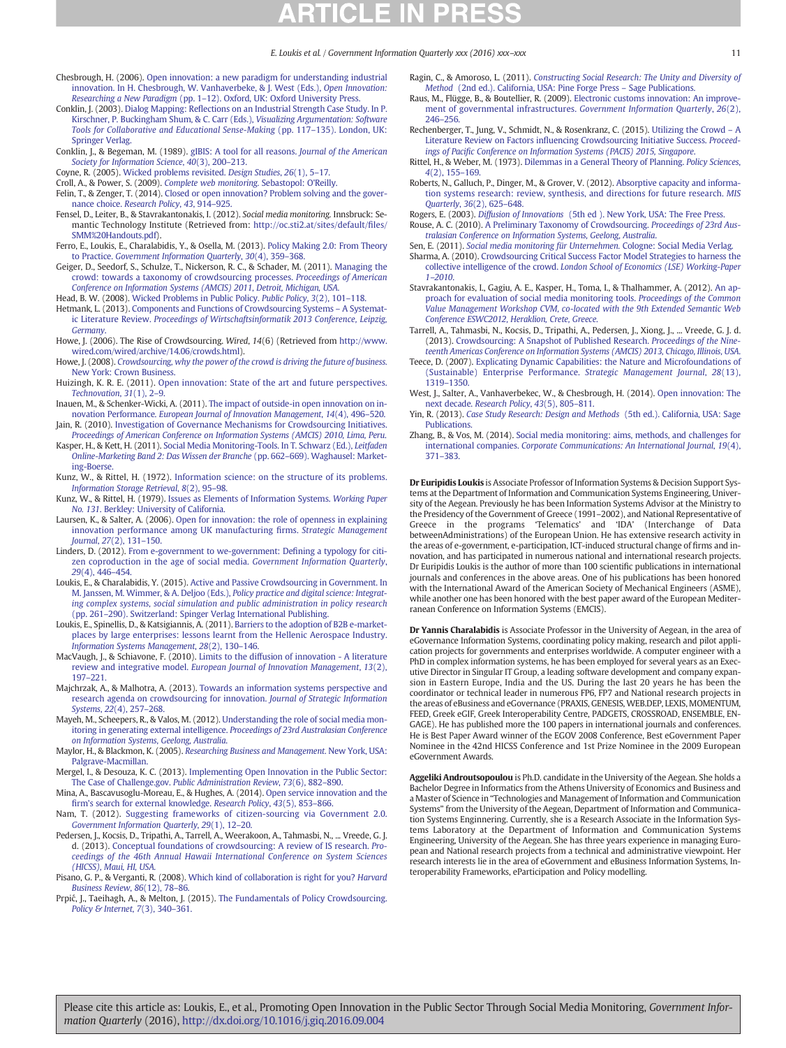Chesbrough, H. (2006). Open innovation: a new paradigm for understanding industrial innovation. In H. Chesbrough, W. Vanhaverbeke, & J. West (Eds.), *Open Innovation: Researching a New Paradigm* (pp. 1–12). Oxford, UK: Oxford University Press.

Conklin, J. (2003). Dialog Mapping: Reflections on an Industrial Strength Case Study. In P. Kirschner, P. Buckingham Shum, & C. Carr (Eds.), *Visualizing Argumentation: Software Tools for Collaborative and Educational Sense-Making* (pp. 117–135). London, UK: Springer Verlag.

Conklin, J., & Begeman, M. (1989). gIBIS: A tool for all reasons. *Journal of the American Society for Information Science*, *40*(3), 200–213.

Coyne, R. (2005). Wicked problems revisited. *Design Studies*, *26*(1), 5–17.

Croll, A., & Power, S. (2009). *Complete web monitoring.* Sebastopol: O'Reilly.

Felin, T., & Zenger, T. (2014). Closed or open innovation? Problem solving and the governance choice. *Research Policy*, *43*, 914–925.

Fensel, D., Leiter, B., & Stavrakantonakis, I. (2012). *Social media monitoring.* Innsbruck: Semantic Technology Institute (Retrieved from: http://oc.sti2.at/sites/default/files/SMM%20Handouts.pdf).

Ferro, E., Loukis, E., Charalabidis, Y., & Osella, M. (2013). Policy Making 2.0: From Theory to Practice. *Government Information Quarterly*, *30*(4), 359–368.

Geiger, D., Seedorf, S., Schulze, T., Nickerson, R. C., & Schader, M. (2011). Managing the crowd: towards a taxonomy of crowdsourcing processes. *Proceedings of American Conference on Information Systems (AMCIS) 2011, Detroit, Michigan, USA.*

Head, B. W. (2008). Wicked Problems in Public Policy. *Public Policy*, *3*(2), 101–118.

Hetmank, L. (2013). Components and Functions of Crowdsourcing Systems – A Systematic Literature Review. *Proceedings of Wirtschaftsinformatik 2013 Conference, Leipzig, Germany.*

Howe, J. (2006). The Rise of Crowdsourcing. *Wired*, *14*(6) (Retrieved from http://www.wired.com/wired/archive/14.06/crowds.html).

Howe, J. (2008). *Crowdsourcing, why the power of the crowd is driving the future of business.* New York: Crown Business.

Huizingh, K. R. E. (2011). Open innovation: State of the art and future perspectives. *Technovation*, *31*(1), 2–9.

Inauen, M., & Schenker-Wicki, A. (2011). The impact of outside-in open innovation on innovation Performance. *European Journal of Innovation Management*, *14*(4), 496–520.

Jain, R. (2010). Investigation of Governance Mechanisms for Crowdsourcing Initiatives. *Proceedings of American Conference on Information Systems (AMCIS) 2010, Lima, Peru.*

Kasper, H., & Kett, H. (2011). Social Media Monitoring-Tools. In T. Schwarz (Ed.), *Leitfaden Online-Marketing Band 2: Das Wissen der Branche* (pp. 662–669). Waghausel: Marketing-Boerse.

Kunz, W., & Rittel, H. (1972). Information science: on the structure of its problems. *Information Storage Retrieval*, *8*(2), 95–98.

Kunz, W., & Rittel, H. (1979). Issues as Elements of Information Systems. *Working Paper No. 131.* Berkley: University of California.

Laursen, K., & Salter, A. (2006). Open for innovation: the role of openness in explaining innovation performance among UK manufacturing firms. *Strategic Management Journal*, *27*(2), 131–150.

Linders, D. (2012). From e-government to we-government: Defining a typology for citizen coproduction in the age of social media. *Government Information Quarterly*, *29*(4), 446–454.

Loukis, E., & Charalabidis, Y. (2015). Active and Passive Crowdsourcing in Government. In M. Janssen, M. Wimmer, & A. Deljoo (Eds.), *Policy practice and digital science: Integrating complex systems, social simulation and public administration in policy research* (pp. 261–290). Switzerland: Springer Verlag International Publishing.

Loukis, E., Spinellis, D., & Katsigiannis, A. (2011). Barriers to the adoption of B2B e-marketplaces by large enterprises: lessons learnt from the Hellenic Aerospace Industry. *Information Systems Management*, *28*(2), 130–146.

MacVaugh, J., & Schiavone, F. (2010). Limits to the diffusion of innovation - A literature review and integrative model. *European Journal of Innovation Management*, *13*(2), 197–221.

Majchrzak, A., & Malhotra, A. (2013). Towards an information systems perspective and research agenda on crowdsourcing for innovation. *Journal of Strategic Information Systems*, *22*(4), 257–268.

Mayeh, M., Scheepers, R., & Valos, M. (2012). Understanding the role of social media monitoring in generating external intelligence. *Proceedings of 23rd Australasian Conference on Information Systems, Geelong, Australia.*

Maylor, H., & Blackmon, K. (2005). *Researching Business and Management.* New York, USA: Palgrave-Macmillan.

Mergel, I., & Desouza, K. C. (2013). Implementing Open Innovation in the Public Sector: The Case of Challenge.gov. *Public Administration Review*, *73*(6), 882–890.

Mina, A., Bascavusoglu-Moreau, E., & Hughes, A. (2014). Open service innovation and the firm's search for external knowledge. *Research Policy*, *43*(5), 853–866.

Nam, T. (2012). Suggesting frameworks of citizen-sourcing via Government 2.0. *Government Information Quarterly*, *29*(1), 12–20.

Pedersen, J., Kocsis, D., Tripathi, A., Tarrell, A., Weerakoon, A., Tahmasbi, N., ... Vreede, G. J. d. (2013). Conceptual foundations of crowdsourcing: A review of IS research. *Proceedings of the 46th Annual Hawaii International Conference on System Sciences (HICSS), Maui, HI, USA.*

Pisano, G. P., & Verganti, R. (2008). Which kind of collaboration is right for you? *Harvard Business Review*, *86*(12), 78–86.

Prpić, J., Taeihagh, A., & Melton, J. (2015). The Fundamentals of Policy Crowdsourcing. *Policy & Internet*, *7*(3), 340–361.

Ragin, C., & Amoroso, L. (2011). *Constructing Social Research: The Unity and Diversity of Method* (2nd ed.). California, USA: Pine Forge Press – Sage Publications.

Raus, M., Flügge, B., & Boutellier, R. (2009). Electronic customs innovation: An improvement of governmental infrastructures. *Government Information Quarterly*, *26*(2), 246–256.

Rechenberger, T., Jung, V., Schmidt, N., & Rosenkranz, C. (2015). Utilizing the Crowd – A Literature Review on Factors influencing Crowdsourcing Initiative Success. *Proceedings of Pacific Conference on Information Systems (PACIS) 2015, Singapore.*

Rittel, H., & Weber, M. (1973). Dilemmas in a General Theory of Planning. *Policy Sciences*, *4*(2), 155–169.

Roberts, N., Galluch, P., Dinger, M., & Grover, V. (2012). Absorptive capacity and information systems research: review, synthesis, and directions for future research. *MIS Quarterly*, *36*(2), 625–648.

Rogers, E. (2003). *Diffusion of Innovations* (5th ed ). New York, USA: The Free Press.

Rouse, A. C. (2010). A Preliminary Taxonomy of Crowdsourcing. *Proceedings of 23rd Australasian Conference on Information Systems, Geelong, Australia.*

Sen, E. (2011). *Social media monitoring für Unternehmen.* Cologne: Social Media Verlag.

Sharma, A. (2010). Crowdsourcing Critical Success Factor Model Strategies to harness the collective intelligence of the crowd. *London School of Economics (LSE) Working-Paper 1–2010.*

Stavrakantonakis, I., Gagiu, A. E., Kasper, H., Toma, I., & Thalhammer, A. (2012). An approach for evaluation of social media monitoring tools. *Proceedings of the Common Value Management Workshop CVM, co-located with the 9th Extended Semantic Web Conference ESWC2012, Heraklion, Crete, Greece.*

Tarrell, A., Tahmasbi, N., Kocsis, D., Tripathi, A., Pedersen, J., Xiong, J., ... Vreede, G. J. d. (2013). Crowdsourcing: A Snapshot of Published Research. *Proceedings of the Nineteenth Americas Conference on Information Systems (AMCIS) 2013, Chicago, Illinois, USA.*

Teece, D. (2007). Explicating Dynamic Capabilities: the Nature and Microfoundations of (Sustainable) Enterprise Performance. *Strategic Management Journal*, *28*(13), 1319–1350.

West, J., Salter, A., Vanhaverbekec, W., & Chesbrough, H. (2014). Open innovation: The next decade. *Research Policy*, *43*(5), 805–811.

Yin, R. (2013). *Case Study Research: Design and Methods* (5th ed.). California, USA: Sage Publications.

Zhang, B., & Vos, M. (2014). Social media monitoring: aims, methods, and challenges for international companies. *Corporate Communications: An International Journal*, *19*(4), 371–383.

**Dr Euripidis Loukis** is Associate Professor of Information Systems & Decision Support Systems at the Department of Information and Communication Systems Engineering, University of the Aegean. Previously he has been Information Systems Advisor at the Ministry to the Presidency of the Government of Greece (1991–2002), and National Representative of Greece in the programs 'Telematics' and 'IDA' (Interchange of Data betweenAdministrations) of the European Union. He has extensive research activity in the areas of e-government, e-participation, ICT-induced structural change of firms and innovation, and has participated in numerous national and international research projects. Dr Euripidis Loukis is the author of more than 100 scientific publications in international journals and conferences in the above areas. One of his publications has been honored with the International Award of the American Society of Mechanical Engineers (ASME), while another one has been honored with the best paper award of the European Mediterranean Conference on Information Systems (EMCIS).

**Dr Yannis Charalabidis** is Associate Professor in the University of Aegean, in the area of eGovernance Information Systems, coordinating policy making, research and pilot application projects for governments and enterprises worldwide. A computer engineer with a PhD in complex information systems, he has been employed for several years as an Executive Director in Singular IT Group, a leading software development and company expansion in Eastern Europe, India and the US. During the last 20 years he has been the coordinator or technical leader in numerous FP6, FP7 and National research projects in the areas of eBusiness and eGovernance (PRAXIS, GENESIS, WEB.DEP, LEXIS, MOMENTUM, FEED, Greek eGIF, Greek Interoperability Centre, PADGETS, CROSSROAD, ENSEMBLE, ENGAGE). He has published more the 100 papers in international journals and conferences. He is Best Paper Award winner of the EGOV 2008 Conference, Best eGovernment Paper Nominee in the 42nd HICSS Conference and 1st Prize Nominee in the 2009 European eGovernment Awards.

**Aggeliki Androutsopoulou** is Ph.D. candidate in the University of the Aegean. She holds a Bachelor Degree in Informatics from the Athens University of Economics and Business and a Master of Science in "Technologies and Management of Information and Communication Systems" from the University of the Aegean, Department of Information and Communication Systems Enginnering. Currently, she is a Research Associate in the Information Systems Laboratory at the Department of Information and Communication Systems Engineering, University of the Aegean. She has three years experience in managing European and National research projects from a technical and administrative viewpoint. Her research interests lie in the area of eGovernment and eBusiness Information Systems, Interoperability Frameworks, eParticipation and Policy modelling.